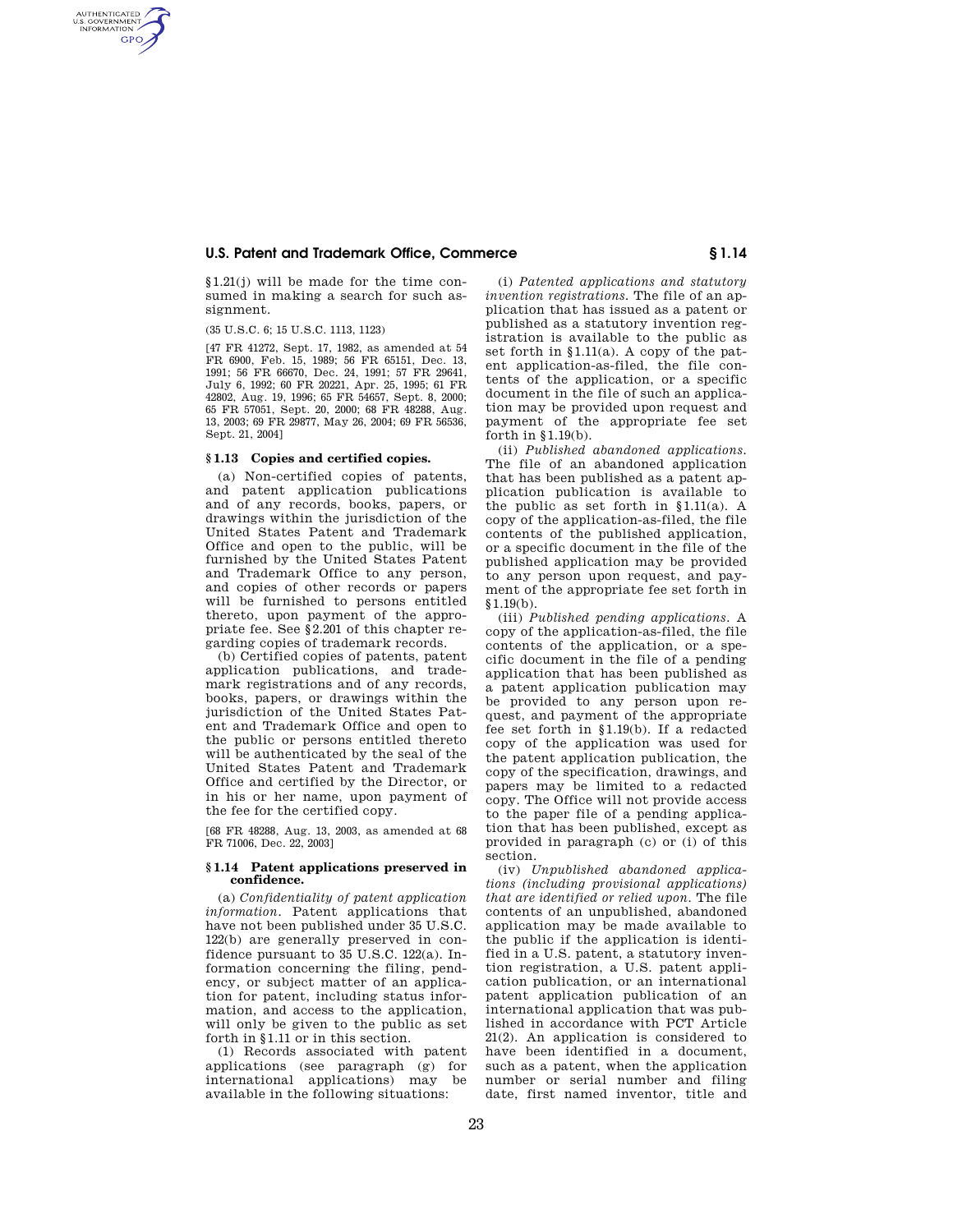§ 1.21(j) will be made for the time consumed in making a search for such assignment.

(35 U.S.C. 6; 15 U.S.C. 1113, 1123)

[47 FR 41272, Sept. 17, 1982, as amended at 54 FR 6900, Feb. 15, 1989; 56 FR 65151, Dec. 13, 1991; 56 FR 66670, Dec. 24, 1991; 57 FR 29641, July 6, 1992; 60 FR 20221, Apr. 25, 1995; 61 FR 42802, Aug. 19, 1996; 65 FR 54657, Sept. 8, 2000; 65 FR 57051, Sept. 20, 2000; 68 FR 48288, Aug. 13, 2003; 69 FR 29877, May 26, 2004; 69 FR 56536, Sept. 21, 2004]

### § 1.13 Copies and certified copies.

(a) Non-certified copies of patents, and patent application publications and of any records, books, papers, or drawings within the jurisdiction of the United States Patent and Trademark Office and open to the public, will be furnished by the United States Patent and Trademark Office to any person, and copies of other records or papers will be furnished to persons entitled thereto, upon payment of the appropriate fee. See § 2.201 of this chapter regarding copies of trademark records.

(b) Certified copies of patents, patent application publications, and trademark registrations and of any records, books, papers, or drawings within the jurisdiction of the United States Patent and Trademark Office and open to the public or persons entitled thereto will be authenticated by the seal of the United States Patent and Trademark Office and certified by the Director, or in his or her name, upon payment of the fee for the certified copy.

[68 FR 48288, Aug. 13, 2003, as amended at 68 FR 71006, Dec. 22, 2003]

### § 1.14 Patent applications preserved in confidence.

(a) *Confidentiality of patent application information.* Patent applications that have not been published under 35 U.S.C. 122(b) are generally preserved in confidence pursuant to 35 U.S.C. 122(a). Information concerning the filing, pendency, or subject matter of an application for patent, including status information, and access to the application, will only be given to the public as set forth in § 1.11 or in this section.

(1) Records associated with patent applications (see paragraph (g) for international applications) may be available in the following situations:

(i) *Patented applications and statutory invention registrations.* The file of an application that has issued as a patent or published as a statutory invention registration is available to the public as set forth in § 1.11(a). A copy of the patent application-as-filed, the file contents of the application, or a specific document in the file of such an application may be provided upon request and payment of the appropriate fee set forth in § 1.19(b).

(ii) *Published abandoned applications.* The file of an abandoned application that has been published as a patent application publication is available to the public as set forth in § 1.11(a). A copy of the application-as-filed, the file contents of the published application, or a specific document in the file of the published application may be provided to any person upon request, and payment of the appropriate fee set forth in § 1.19(b).

(iii) *Published pending applications.* A copy of the application-as-filed, the file contents of the application, or a specific document in the file of a pending application that has been published as a patent application publication may be provided to any person upon request, and payment of the appropriate fee set forth in § 1.19(b). If a redacted copy of the application was used for the patent application publication, the copy of the specification, drawings, and papers may be limited to a redacted copy. The Office will not provide access to the paper file of a pending application that has been published, except as provided in paragraph (c) or (i) of this section.

(iv) *Unpublished abandoned applications (including provisional applications) that are identified or relied upon.* The file contents of an unpublished, abandoned application may be made available to the public if the application is identified in a U.S. patent, a statutory invention registration, a U.S. patent application publication, or an international patent application publication of an international application that was published in accordance with PCT Article 21(2). An application is considered to have been identified in a document, such as a patent, when the application number or serial number and filing date, first named inventor, title and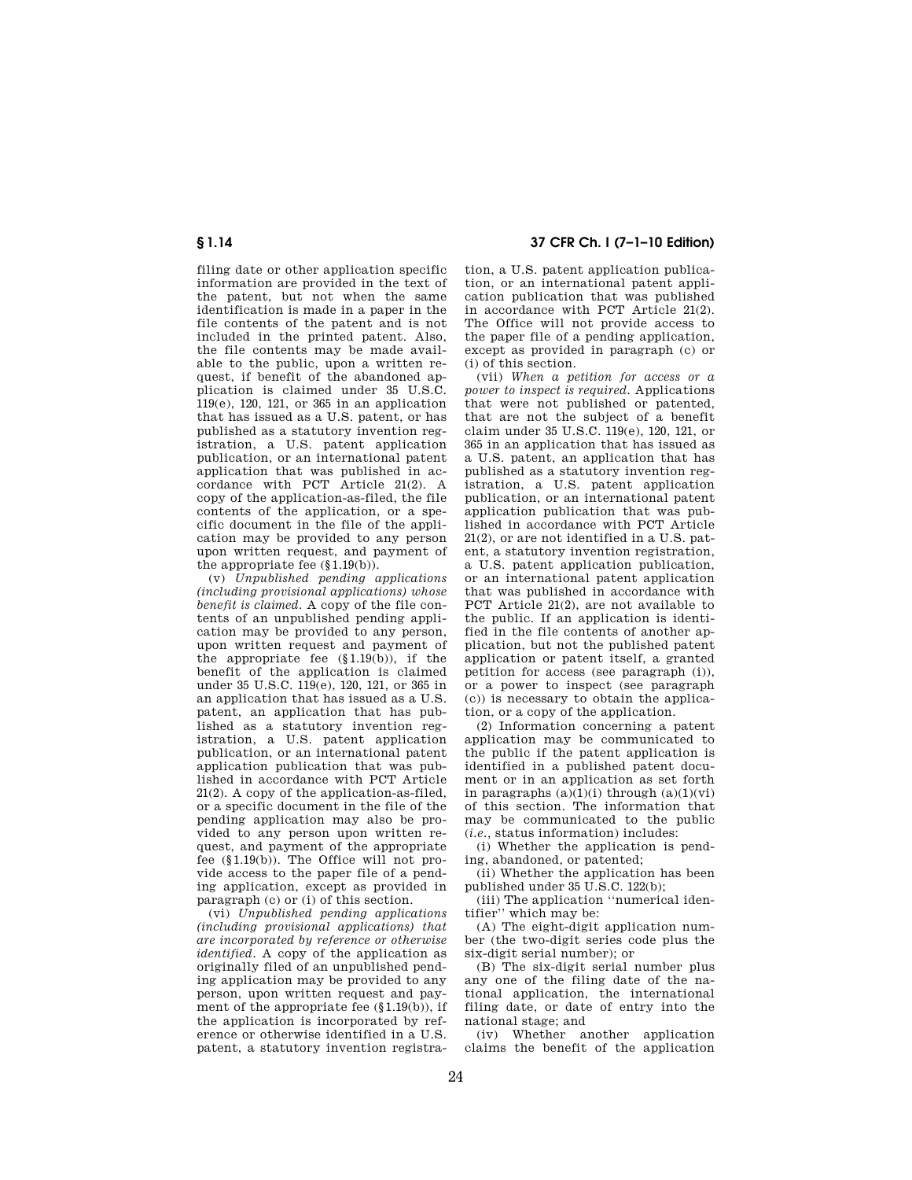filing date or other application specific information are provided in the text of the patent, but not when the same identification is made in a paper in the file contents of the patent and is not included in the printed patent. Also, the file contents may be made available to the public, upon a written request, if benefit of the abandoned application is claimed under 35 U.S.C. 119(e), 120, 121, or 365 in an application that has issued as a U.S. patent, or has published as a statutory invention registration, a U.S. patent application publication, or an international patent application that was published in accordance with PCT Article 21(2). A copy of the application-as-filed, the file contents of the application, or a specific document in the file of the application may be provided to any person upon written request, and payment of the appropriate fee (§1.19(b)).

(v) *Unpublished pending applications (including provisional applications) whose benefit is claimed.* A copy of the file contents of an unpublished pending application may be provided to any person, upon written request and payment of the appropriate fee (§1.19(b)), if the benefit of the application is claimed under 35 U.S.C. 119(e), 120, 121, or 365 in an application that has issued as a U.S. patent, an application that has published as a statutory invention registration, a U.S. patent application publication, or an international patent application publication that was published in accordance with PCT Article 21(2). A copy of the application-as-filed, or a specific document in the file of the pending application may also be provided to any person upon written request, and payment of the appropriate fee (§1.19(b)). The Office will not provide access to the paper file of a pending application, except as provided in paragraph (c) or (i) of this section.

(vi) *Unpublished pending applications (including provisional applications) that are incorporated by reference or otherwise identified.* A copy of the application as originally filed of an unpublished pending application may be provided to any person, upon written request and payment of the appropriate fee (§1.19(b)), if the application is incorporated by reference or otherwise identified in a U.S. patent, a statutory invention registration, a U.S. patent application publication, or an international patent application publication that was published in accordance with PCT Article 21(2). The Office will not provide access to the paper file of a pending application, except as provided in paragraph (c) or (i) of this section.

(vii) *When a petition for access or a power to inspect is required.* Applications that were not published or patented, that are not the subject of a benefit claim under 35 U.S.C. 119(e), 120, 121, or 365 in an application that has issued as a U.S. patent, an application that has published as a statutory invention registration, a U.S. patent application publication, or an international patent application publication that was published in accordance with PCT Article 21(2), or are not identified in a U.S. patent, a statutory invention registration, a U.S. patent application publication, or an international patent application that was published in accordance with PCT Article 21(2), are not available to the public. If an application is identified in the file contents of another application, but not the published patent application or patent itself, a granted petition for access (see paragraph (i)), or a power to inspect (see paragraph (c)) is necessary to obtain the application, or a copy of the application.

(2) Information concerning a patent application may be communicated to the public if the patent application is identified in a published patent document or in an application as set forth in paragraphs (a)(1)(i) through (a)(1)(vi) of this section. The information that may be communicated to the public (*i.e.*, status information) includes:

(i) Whether the application is pending, abandoned, or patented;

(ii) Whether the application has been published under 35 U.S.C. 122(b);

(iii) The application ''numerical identifier'' which may be:

(A) The eight-digit application number (the two-digit series code plus the six-digit serial number); or

(B) The six-digit serial number plus any one of the filing date of the national application, the international filing date, or date of entry into the national stage; and

(iv) Whether another application claims the benefit of the application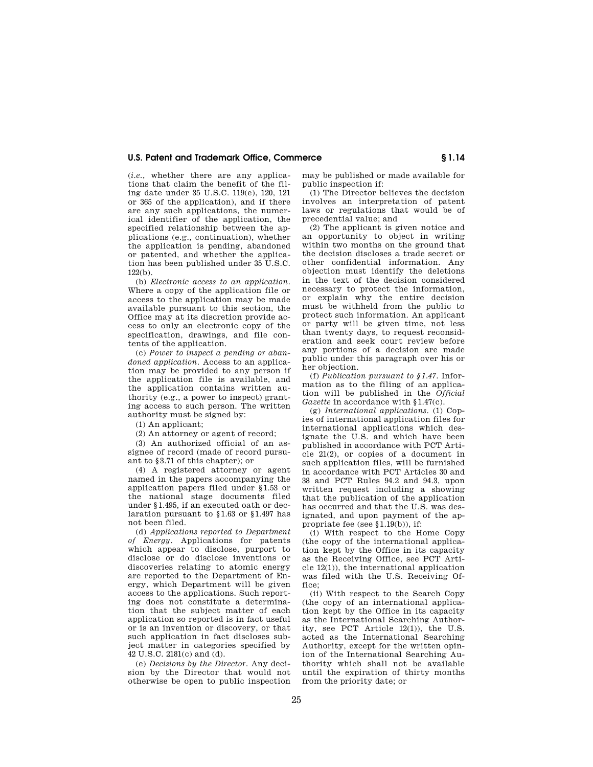(*i.e.*, whether there are any applications that claim the benefit of the filing date under 35 U.S.C. 119(e), 120, 121 or 365 of the application), and if there are any such applications, the numerical identifier of the application, the specified relationship between the applications (e.g., continuation), whether the application is pending, abandoned or patented, and whether the application has been published under 35 U.S.C. 122(b).

(b) *Electronic access to an application*. Where a copy of the application file or access to the application may be made available pursuant to this section, the Office may at its discretion provide access to only an electronic copy of the specification, drawings, and file contents of the application.

(c) *Power to inspect a pending or abandoned application*. Access to an application may be provided to any person if the application file is available, and the application contains written authority (e.g., a power to inspect) granting access to such person. The written authority must be signed by:

(1) An applicant;

(2) An attorney or agent of record;

(3) An authorized official of an assignee of record (made of record pursuant to §3.71 of this chapter); or

(4) A registered attorney or agent named in the papers accompanying the application papers filed under §1.53 or the national stage documents filed under §1.495, if an executed oath or declaration pursuant to §1.63 or §1.497 has not been filed.

(d) *Applications reported to Department of Energy*. Applications for patents which appear to disclose, purport to disclose or do disclose inventions or discoveries relating to atomic energy are reported to the Department of Energy, which Department will be given access to the applications. Such reporting does not constitute a determination that the subject matter of each application so reported is in fact useful or is an invention or discovery, or that such application in fact discloses subject matter in categories specified by 42 U.S.C. 2181(c) and (d).

(e) *Decisions by the Director*. Any decision by the Director that would not otherwise be open to public inspection may be published or made available for public inspection if:

(1) The Director believes the decision involves an interpretation of patent laws or regulations that would be of precedential value; and

(2) The applicant is given notice and an opportunity to object in writing within two months on the ground that the decision discloses a trade secret or other confidential information. Any objection must identify the deletions in the text of the decision considered necessary to protect the information, or explain why the entire decision must be withheld from the public to protect such information. An applicant or party will be given time, not less than twenty days, to request reconsideration and seek court review before any portions of a decision are made public under this paragraph over his or her objection.

(f) *Publication pursuant to §1.47*. Information as to the filing of an application will be published in the *Official Gazette* in accordance with §1.47(c).

(g) *International applications*. (1) Copies of international application files for international applications which designate the U.S. and which have been published in accordance with PCT Article 21(2), or copies of a document in such application files, will be furnished in accordance with PCT Articles 30 and 38 and PCT Rules 94.2 and 94.3, upon written request including a showing that the publication of the application has occurred and that the U.S. was designated, and upon payment of the appropriate fee (see §1.19(b)), if:

(i) With respect to the Home Copy (the copy of the international application kept by the Office in its capacity as the Receiving Office, see PCT Article 12(1)), the international application was filed with the U.S. Receiving Office;

(ii) With respect to the Search Copy (the copy of an international application kept by the Office in its capacity as the International Searching Authority, see PCT Article 12(1)), the U.S. acted as the International Searching Authority, except for the written opinion of the International Searching Authority which shall not be available until the expiration of thirty months from the priority date; or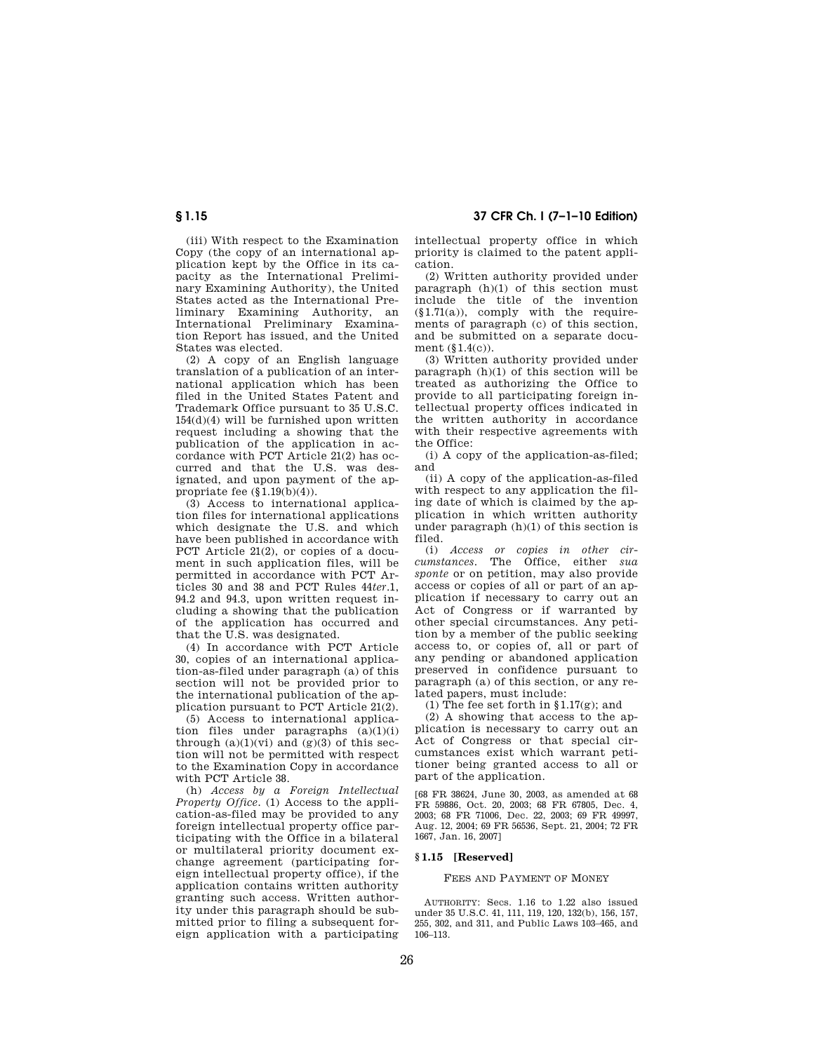(iii) With respect to the Examination Copy (the copy of an international application kept by the Office in its capacity as the International Preliminary Examining Authority), the United States acted as the International Preliminary Examining Authority, an International Preliminary Examination Report has issued, and the United States was elected.

(2) A copy of an English language translation of a publication of an international application which has been filed in the United States Patent and Trademark Office pursuant to 35 U.S.C. 154(d)(4) will be furnished upon written request including a showing that the publication of the application in accordance with PCT Article 21(2) has occurred and that the U.S. was designated, and upon payment of the appropriate fee (§1.19(b)(4)).

(3) Access to international application files for international applications which designate the U.S. and which have been published in accordance with PCT Article 21(2), or copies of a document in such application files, will be permitted in accordance with PCT Articles 30 and 38 and PCT Rules 44*ter*.1, 94.2 and 94.3, upon written request including a showing that the publication of the application has occurred and that the U.S. was designated.

(4) In accordance with PCT Article 30, copies of an international application-as-filed under paragraph (a) of this section will not be provided prior to the international publication of the application pursuant to PCT Article 21(2).

(5) Access to international application files under paragraphs (a)(1)(i) through (a)(1)(vi) and (g)(3) of this section will not be permitted with respect to the Examination Copy in accordance with PCT Article 38.

(h) *Access by a Foreign Intellectual Property Office.* (1) Access to the application-as-filed may be provided to any foreign intellectual property office participating with the Office in a bilateral or multilateral priority document exchange agreement (participating foreign intellectual property office), if the application contains written authority granting such access. Written authority under this paragraph should be submitted prior to filing a subsequent foreign application with a participating intellectual property office in which priority is claimed to the patent application.

(2) Written authority provided under paragraph (h)(1) of this section must include the title of the invention (§1.71(a)), comply with the requirements of paragraph (c) of this section, and be submitted on a separate document (§1.4(c)).

(3) Written authority provided under paragraph (h)(1) of this section will be treated as authorizing the Office to provide to all participating foreign intellectual property offices indicated in the written authority in accordance with their respective agreements with the Office:

(i) A copy of the application-as-filed; and

(ii) A copy of the application-as-filed with respect to any application the filing date of which is claimed by the application in which written authority under paragraph (h)(1) of this section is filed.

(i) *Access or copies in other circumstances.* The Office, either *sua sponte* or on petition, may also provide access or copies of all or part of an application if necessary to carry out an Act of Congress or if warranted by other special circumstances. Any petition by a member of the public seeking access to, or copies of, all or part of any pending or abandoned application preserved in confidence pursuant to paragraph (a) of this section, or any related papers, must include:

(1) The fee set forth in §1.17(g); and

(2) A showing that access to the application is necessary to carry out an Act of Congress or that special circumstances exist which warrant petitioner being granted access to all or part of the application.

[68 FR 38624, June 30, 2003, as amended at 68 FR 59886, Oct. 20, 2003; 68 FR 67805, Dec. 4, 2003; 68 FR 71006, Dec. 22, 2003; 69 FR 49997, Aug. 12, 2004; 69 FR 56536, Sept. 21, 2004; 72 FR 1667, Jan. 16, 2007]

## § 1.15 [Reserved]

### FEES AND PAYMENT OF MONEY

AUTHORITY: Secs. 1.16 to 1.22 also issued under 35 U.S.C. 41, 111, 119, 120, 132(b), 156, 157, 255, 302, and 311, and Public Laws 103–465, and 106–113.